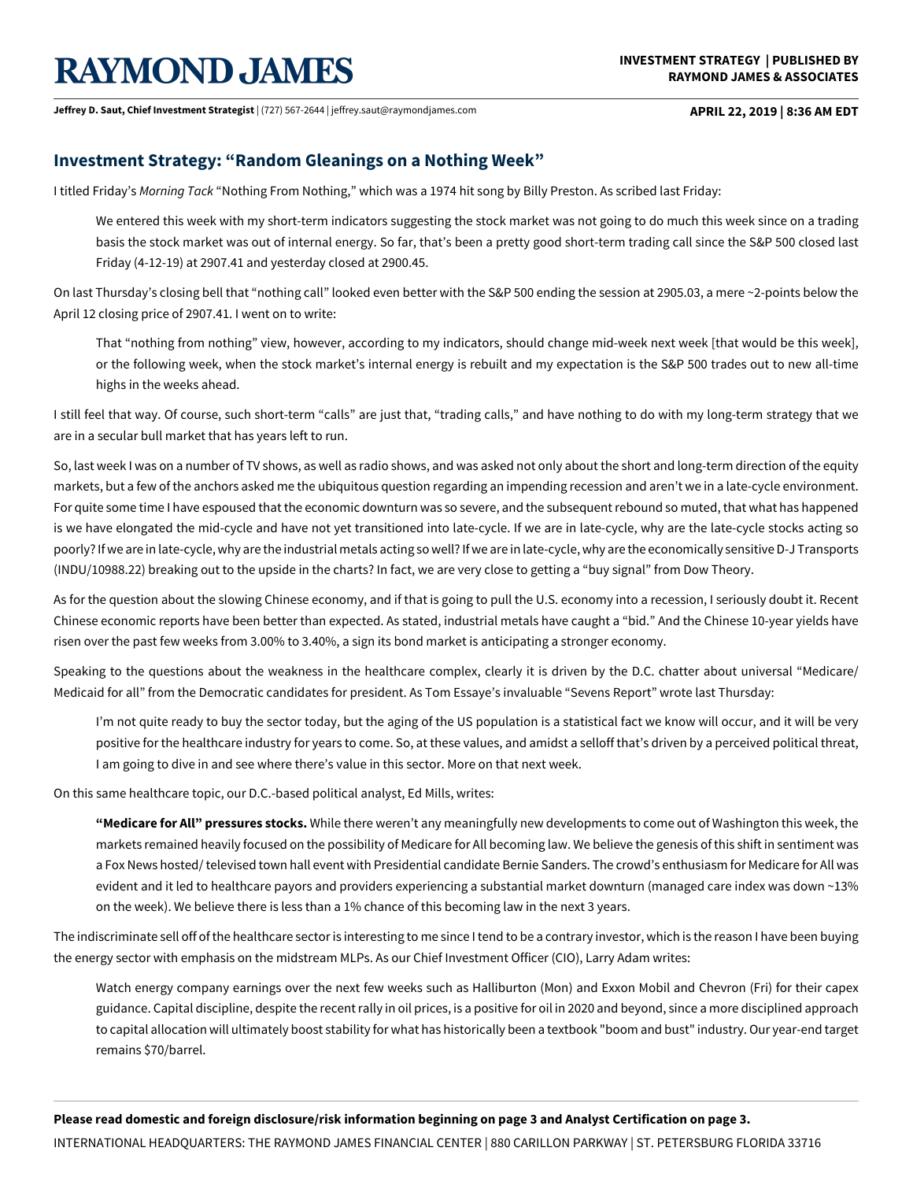# RAYMOND JAMES

**INVESTMENT STRATEGY | PUBLISHED BY RAYMOND JAMES & ASSOCIATES**

**Jeffrey D. Saut, Chief Investment Strategist** | (727) 567-2644 | jeffrey.saut@raymondjames.com

**APRIL 22, 2019 | 8:36 AM EDT**

## Investment Strategy: "Random Gleanings on a Nothing Week"

I titled Friday's *Morning Tack* "Nothing From Nothing," which was a 1974 hit song by Billy Preston. As scribed last Friday:

> We entered this week with my short-term indicators suggesting the stock market was not going to do much this week since on a trading basis the stock market was out of internal energy. So far, that's been a pretty good short-term trading call since the S&P 500 closed last Friday (4-12-19) at 2907.41 and yesterday closed at 2900.45.

On last Thursday's closing bell that "nothing call" looked even better with the S&P 500 ending the session at 2905.03, a mere ~2-points below the April 12 closing price of 2907.41. I went on to write:

> That "nothing from nothing" view, however, according to my indicators, should change mid-week next week [that would be this week], or the following week, when the stock market's internal energy is rebuilt and my expectation is the S&P 500 trades out to new all-time highs in the weeks ahead.

I still feel that way. Of course, such short-term "calls" are just that, "trading calls," and have nothing to do with my long-term strategy that we are in a secular bull market that has years left to run.

So, last week I was on a number of TV shows, as well as radio shows, and was asked not only about the short and long-term direction of the equity markets, but a few of the anchors asked me the ubiquitous question regarding an impending recession and aren't we in a late-cycle environment. For quite some time I have espoused that the economic downturn was so severe, and the subsequent rebound so muted, that what has happened is we have elongated the mid-cycle and have not yet transitioned into late-cycle. If we are in late-cycle, why are the late-cycle stocks acting so poorly? If we are in late-cycle, why are the industrial metals acting so well? If we are in late-cycle, why are the economically sensitive D-J Transports (INDU/10988.22) breaking out to the upside in the charts? In fact, we are very close to getting a "buy signal" from Dow Theory.

As for the question about the slowing Chinese economy, and if that is going to pull the U.S. economy into a recession, I seriously doubt it. Recent Chinese economic reports have been better than expected. As stated, industrial metals have caught a "bid." And the Chinese 10-year yields have risen over the past few weeks from 3.00% to 3.40%, a sign its bond market is anticipating a stronger economy.

Speaking to the questions about the weakness in the healthcare complex, clearly it is driven by the D.C. chatter about universal "Medicare/Medicaid for all" from the Democratic candidates for president. As Tom Essaye's invaluable "Sevens Report" wrote last Thursday:

> I'm not quite ready to buy the sector today, but the aging of the US population is a statistical fact we know will occur, and it will be very positive for the healthcare industry for years to come. So, at these values, and amidst a selloff that's driven by a perceived political threat, I am going to dive in and see where there's value in this sector. More on that next week.

On this same healthcare topic, our D.C.-based political analyst, Ed Mills, writes:

> **"Medicare for All" pressures stocks.** While there weren't any meaningfully new developments to come out of Washington this week, the markets remained heavily focused on the possibility of Medicare for All becoming law. We believe the genesis of this shift in sentiment was a Fox News hosted/ televised town hall event with Presidential candidate Bernie Sanders. The crowd's enthusiasm for Medicare for All was evident and it led to healthcare payors and providers experiencing a substantial market downturn (managed care index was down ~13% on the week). We believe there is less than a 1% chance of this becoming law in the next 3 years.

The indiscriminate sell off of the healthcare sector is interesting to me since I tend to be a contrary investor, which is the reason I have been buying the energy sector with emphasis on the midstream MLPs. As our Chief Investment Officer (CIO), Larry Adam writes:

> Watch energy company earnings over the next few weeks such as Halliburton (Mon) and Exxon Mobil and Chevron (Fri) for their capex guidance. Capital discipline, despite the recent rally in oil prices, is a positive for oil in 2020 and beyond, since a more disciplined approach to capital allocation will ultimately boost stability for what has historically been a textbook "boom and bust" industry. Our year-end target remains $70/barrel.

**Please read domestic and foreign disclosure/risk information beginning on page 3 and Analyst Certification on page 3.**

INTERNATIONAL HEADQUARTERS: THE RAYMOND JAMES FINANCIAL CENTER | 880 CARILLON PARKWAY | ST. PETERSBURG FLORIDA 33716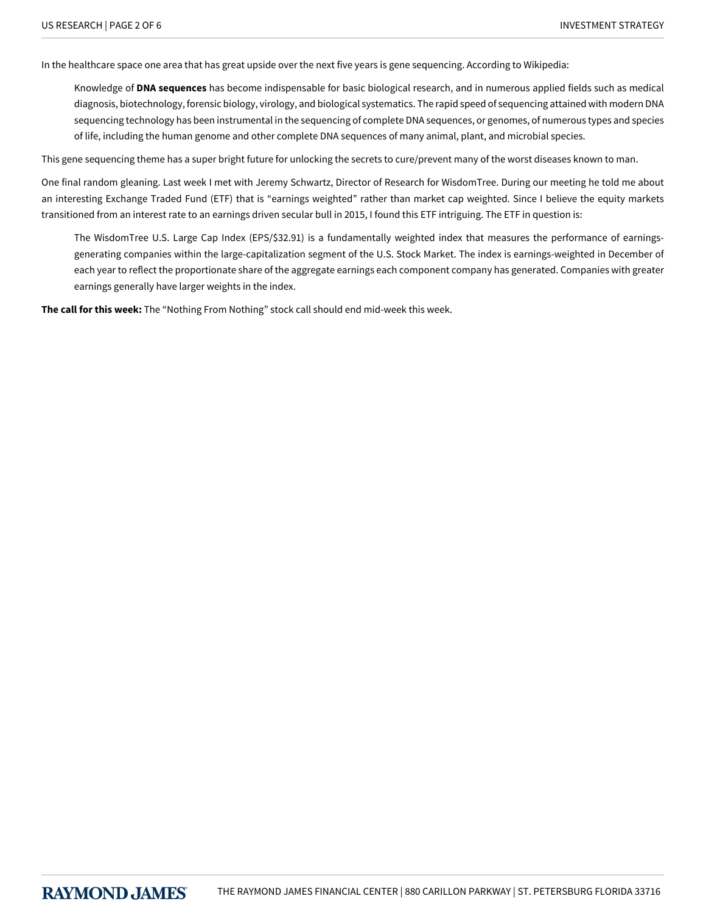In the healthcare space one area that has great upside over the next five years is gene sequencing. According to Wikipedia:

> Knowledge of **DNA sequences** has become indispensable for basic biological research, and in numerous applied fields such as medical diagnosis, biotechnology, forensic biology, virology, and biological systematics. The rapid speed of sequencing attained with modern DNA sequencing technology has been instrumental in the sequencing of complete DNA sequences, or genomes, of numerous types and species of life, including the human genome and other complete DNA sequences of many animal, plant, and microbial species.

This gene sequencing theme has a super bright future for unlocking the secrets to cure/prevent many of the worst diseases known to man.

One final random gleaning. Last week I met with Jeremy Schwartz, Director of Research for WisdomTree. During our meeting he told me about an interesting Exchange Traded Fund (ETF) that is "earnings weighted" rather than market cap weighted. Since I believe the equity markets transitioned from an interest rate to an earnings driven secular bull in 2015, I found this ETF intriguing. The ETF in question is:

> The WisdomTree U.S. Large Cap Index (EPS/$32.91) is a fundamentally weighted index that measures the performance of earnings-generating companies within the large-capitalization segment of the U.S. Stock Market. The index is earnings-weighted in December of each year to reflect the proportionate share of the aggregate earnings each component company has generated. Companies with greater earnings generally have larger weights in the index.

**The call for this week:** The "Nothing From Nothing" stock call should end mid-week this week.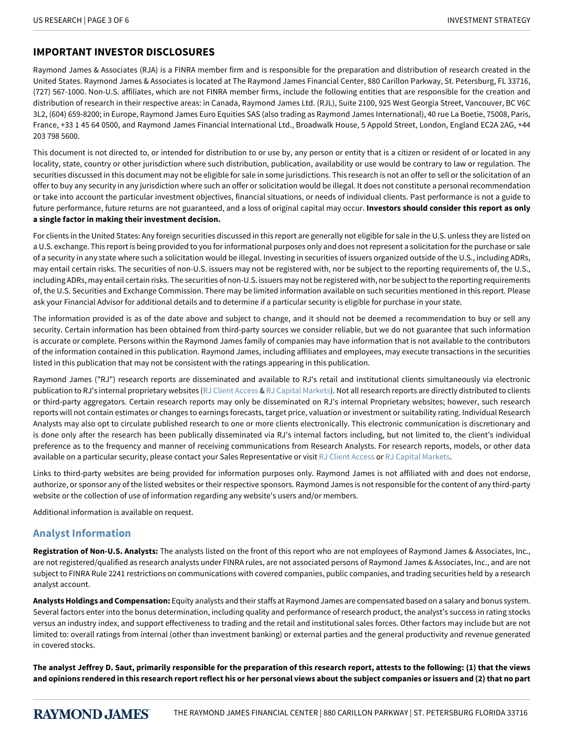## IMPORTANT INVESTOR DISCLOSURES

Raymond James & Associates (RJA) is a FINRA member firm and is responsible for the preparation and distribution of research created in the United States. Raymond James & Associates is located at The Raymond James Financial Center, 880 Carillon Parkway, St. Petersburg, FL 33716, (727) 567-1000. Non-U.S. affiliates, which are not FINRA member firms, include the following entities that are responsible for the creation and distribution of research in their respective areas: in Canada, Raymond James Ltd. (RJL), Suite 2100, 925 West Georgia Street, Vancouver, BC V6C 3L2, (604) 659-8200; in Europe, Raymond James Euro Equities SAS (also trading as Raymond James International), 40 rue La Boetie, 75008, Paris, France, +33 1 45 64 0500, and Raymond James Financial International Ltd., Broadwalk House, 5 Appold Street, London, England EC2A 2AG, +44 203 798 5600.

This document is not directed to, or intended for distribution to or use by, any person or entity that is a citizen or resident of or located in any locality, state, country or other jurisdiction where such distribution, publication, availability or use would be contrary to law or regulation. The securities discussed in this document may not be eligible for sale in some jurisdictions. This research is not an offer to sell or the solicitation of an offer to buy any security in any jurisdiction where such an offer or solicitation would be illegal. It does not constitute a personal recommendation or take into account the particular investment objectives, financial situations, or needs of individual clients. Past performance is not a guide to future performance, future returns are not guaranteed, and a loss of original capital may occur. **Investors should consider this report as only a single factor in making their investment decision.**

For clients in the United States: Any foreign securities discussed in this report are generally not eligible for sale in the U.S. unless they are listed on a U.S. exchange. This report is being provided to you for informational purposes only and does not represent a solicitation for the purchase or sale of a security in any state where such a solicitation would be illegal. Investing in securities of issuers organized outside of the U.S., including ADRs, may entail certain risks. The securities of non-U.S. issuers may not be registered with, nor be subject to the reporting requirements of, the U.S., including ADRs, may entail certain risks. The securities of non-U.S. issuers may not be registered with, nor be subject to the reporting requirements of, the U.S. Securities and Exchange Commission. There may be limited information available on such securities mentioned in this report. Please ask your Financial Advisor for additional details and to determine if a particular security is eligible for purchase in your state.

The information provided is as of the date above and subject to change, and it should not be deemed a recommendation to buy or sell any security. Certain information has been obtained from third-party sources we consider reliable, but we do not guarantee that such information is accurate or complete. Persons within the Raymond James family of companies may have information that is not available to the contributors of the information contained in this publication. Raymond James, including affiliates and employees, may execute transactions in the securities listed in this publication that may not be consistent with the ratings appearing in this publication.

Raymond James ("RJ") research reports are disseminated and available to RJ's retail and institutional clients simultaneously via electronic publication to RJ's internal proprietary websites (RJ Client Access & RJ Capital Markets). Not all research reports are directly distributed to clients or third-party aggregators. Certain research reports may only be disseminated on RJ's internal Proprietary websites; however, such research reports will not contain estimates or changes to earnings forecasts, target price, valuation or investment or suitability rating. Individual Research Analysts may also opt to circulate published research to one or more clients electronically. This electronic communication is discretionary and is done only after the research has been publically disseminated via RJ's internal factors including, but not limited to, the client's individual preference as to the frequency and manner of receiving communications from Research Analysts. For research reports, models, or other data available on a particular security, please contact your Sales Representative or visit RJ Client Access or RJ Capital Markets.

Links to third-party websites are being provided for information purposes only. Raymond James is not affiliated with and does not endorse, authorize, or sponsor any of the listed websites or their respective sponsors. Raymond James is not responsible for the content of any third-party website or the collection of use of information regarding any website's users and/or members.

Additional information is available on request.

### Analyst Information

**Registration of Non-U.S. Analysts:** The analysts listed on the front of this report who are not employees of Raymond James & Associates, Inc., are not registered/qualified as research analysts under FINRA rules, are not associated persons of Raymond James & Associates, Inc., and are not subject to FINRA Rule 2241 restrictions on communications with covered companies, public companies, and trading securities held by a research analyst account.

**Analysts Holdings and Compensation:** Equity analysts and their staffs at Raymond James are compensated based on a salary and bonus system. Several factors enter into the bonus determination, including quality and performance of research product, the analyst's success in rating stocks versus an industry index, and support effectiveness to trading and the retail and institutional sales forces. Other factors may include but are not limited to: overall ratings from internal (other than investment banking) or external parties and the general productivity and revenue generated in covered stocks.

**The analyst Jeffrey D. Saut, primarily responsible for the preparation of this research report, attests to the following: (1) that the views and opinions rendered in this research report reflect his or her personal views about the subject companies or issuers and (2) that no part**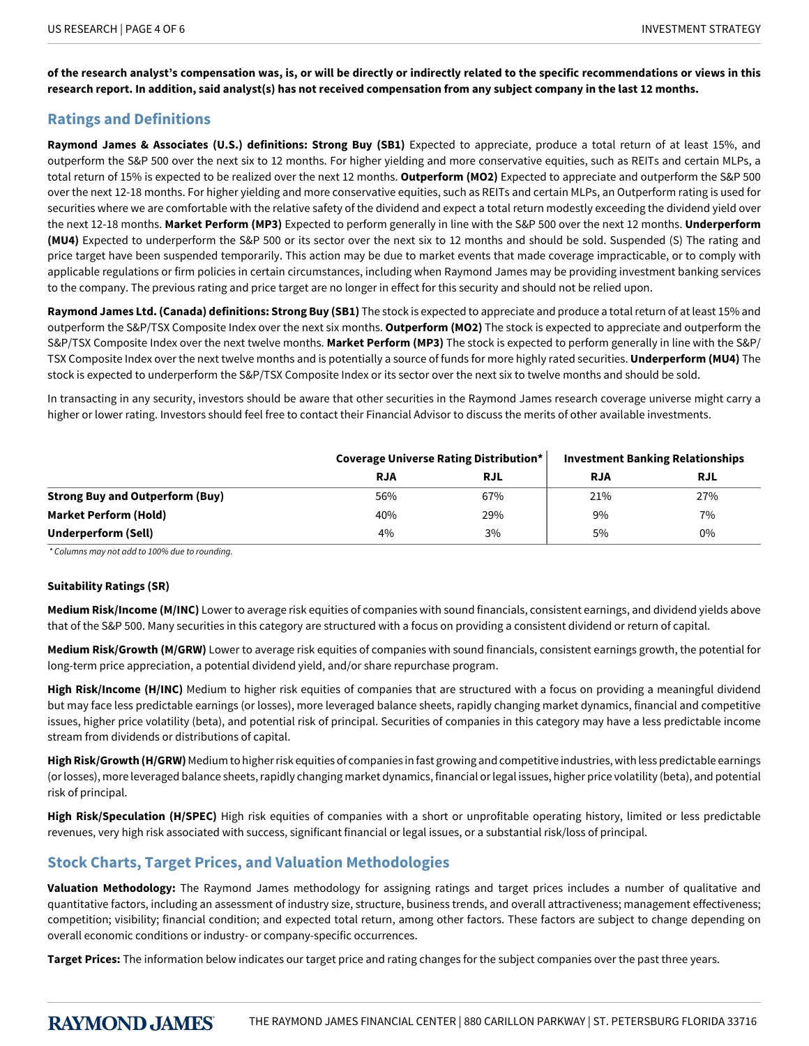**of the research analyst's compensation was, is, or will be directly or indirectly related to the specific recommendations or views in this research report. In addition, said analyst(s) has not received compensation from any subject company in the last 12 months.**

## Ratings and Definitions

**Raymond James & Associates (U.S.) definitions: Strong Buy (SB1)** Expected to appreciate, produce a total return of at least 15%, and outperform the S&P 500 over the next six to 12 months. For higher yielding and more conservative equities, such as REITs and certain MLPs, a total return of 15% is expected to be realized over the next 12 months. **Outperform (MO2)** Expected to appreciate and outperform the S&P 500 over the next 12-18 months. For higher yielding and more conservative equities, such as REITs and certain MLPs, an Outperform rating is used for securities where we are comfortable with the relative safety of the dividend and expect a total return modestly exceeding the dividend yield over the next 12-18 months. **Market Perform (MP3)** Expected to perform generally in line with the S&P 500 over the next 12 months. **Underperform (MU4)** Expected to underperform the S&P 500 or its sector over the next six to 12 months and should be sold. Suspended (S) The rating and price target have been suspended temporarily. This action may be due to market events that made coverage impracticable, or to comply with applicable regulations or firm policies in certain circumstances, including when Raymond James may be providing investment banking services to the company. The previous rating and price target are no longer in effect for this security and should not be relied upon.

**Raymond James Ltd. (Canada) definitions: Strong Buy (SB1)** The stock is expected to appreciate and produce a total return of at least 15% and outperform the S&P/TSX Composite Index over the next six months. **Outperform (MO2)** The stock is expected to appreciate and outperform the S&P/TSX Composite Index over the next twelve months. **Market Perform (MP3)** The stock is expected to perform generally in line with the S&P/TSX Composite Index over the next twelve months and is potentially a source of funds for more highly rated securities. **Underperform (MU4)** The stock is expected to underperform the S&P/TSX Composite Index or its sector over the next six to twelve months and should be sold.

In transacting in any security, investors should be aware that other securities in the Raymond James research coverage universe might carry a higher or lower rating. Investors should feel free to contact their Financial Advisor to discuss the merits of other available investments.

| | Coverage Universe Rating Distribution* | | Investment Banking Relationships | |
|---|---|---|---|---|
| | RJA | RJL | RJA | RJL |
| **Strong Buy and Outperform (Buy)** | 56% | 67% | 21% | 27% |
| **Market Perform (Hold)** | 40% | 29% | 9% | 7% |
| **Underperform (Sell)** | 4% | 3% | 5% | 0% |

*\* Columns may not add to 100% due to rounding.*

**Suitability Ratings (SR)**

**Medium Risk/Income (M/INC)** Lower to average risk equities of companies with sound financials, consistent earnings, and dividend yields above that of the S&P 500. Many securities in this category are structured with a focus on providing a consistent dividend or return of capital.

**Medium Risk/Growth (M/GRW)** Lower to average risk equities of companies with sound financials, consistent earnings growth, the potential for long-term price appreciation, a potential dividend yield, and/or share repurchase program.

**High Risk/Income (H/INC)** Medium to higher risk equities of companies that are structured with a focus on providing a meaningful dividend but may face less predictable earnings (or losses), more leveraged balance sheets, rapidly changing market dynamics, financial and competitive issues, higher price volatility (beta), and potential risk of principal. Securities of companies in this category may have a less predictable income stream from dividends or distributions of capital.

**High Risk/Growth (H/GRW)** Medium to higher risk equities of companies in fast growing and competitive industries, with less predictable earnings (or losses), more leveraged balance sheets, rapidly changing market dynamics, financial or legal issues, higher price volatility (beta), and potential risk of principal.

**High Risk/Speculation (H/SPEC)** High risk equities of companies with a short or unprofitable operating history, limited or less predictable revenues, very high risk associated with success, significant financial or legal issues, or a substantial risk/loss of principal.

## Stock Charts, Target Prices, and Valuation Methodologies

**Valuation Methodology:** The Raymond James methodology for assigning ratings and target prices includes a number of qualitative and quantitative factors, including an assessment of industry size, structure, business trends, and overall attractiveness; management effectiveness; competition; visibility; financial condition; and expected total return, among other factors. These factors are subject to change depending on overall economic conditions or industry- or company-specific occurrences.

**Target Prices:** The information below indicates our target price and rating changes for the subject companies over the past three years.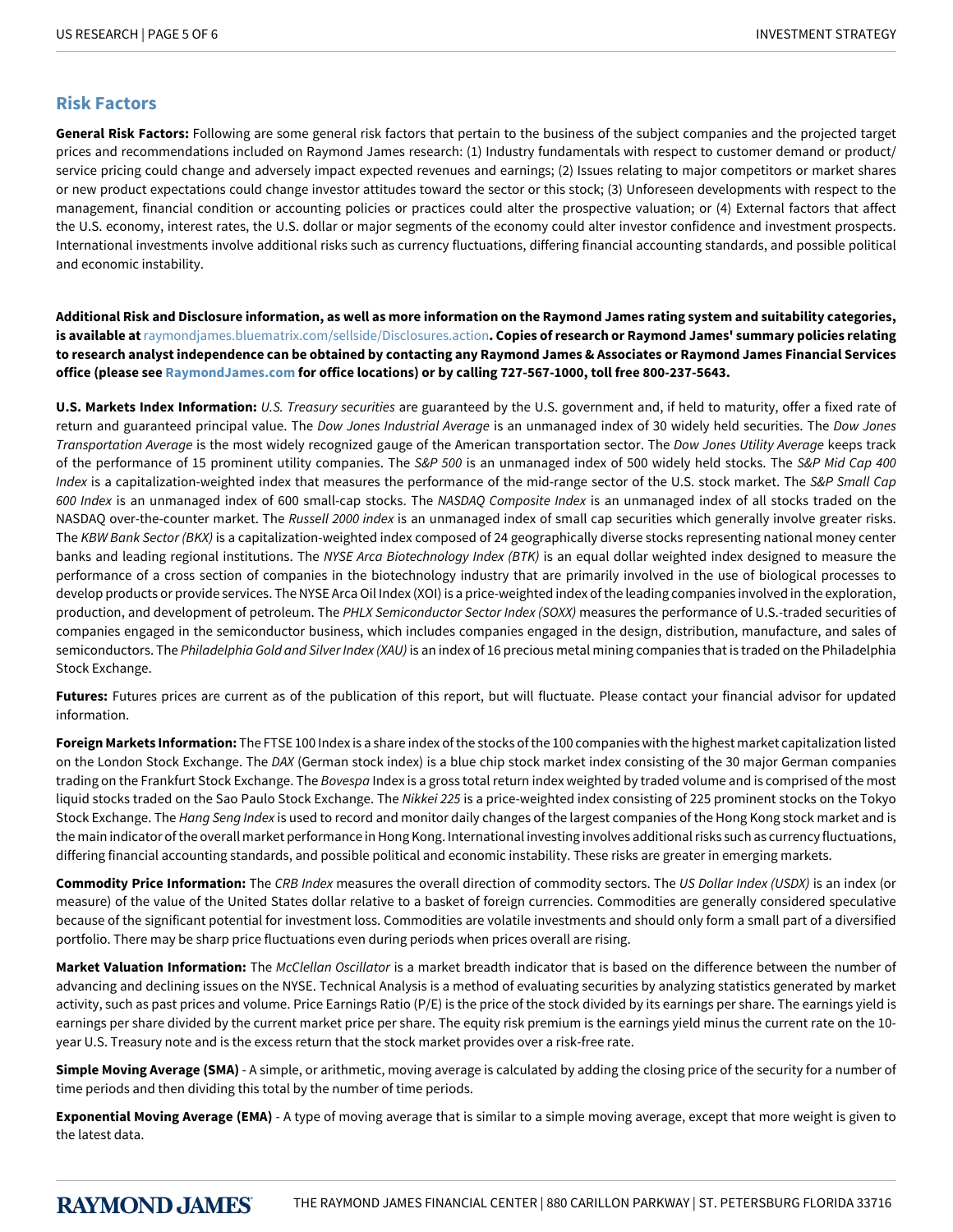## Risk Factors

**General Risk Factors:** Following are some general risk factors that pertain to the business of the subject companies and the projected target prices and recommendations included on Raymond James research: (1) Industry fundamentals with respect to customer demand or product/ service pricing could change and adversely impact expected revenues and earnings; (2) Issues relating to major competitors or market shares or new product expectations could change investor attitudes toward the sector or this stock; (3) Unforeseen developments with respect to the management, financial condition or accounting policies or practices could alter the prospective valuation; or (4) External factors that affect the U.S. economy, interest rates, the U.S. dollar or major segments of the economy could alter investor confidence and investment prospects. International investments involve additional risks such as currency fluctuations, differing financial accounting standards, and possible political and economic instability.

**Additional Risk and Disclosure information, as well as more information on the Raymond James rating system and suitability categories, is available at** raymondjames.bluematrix.com/sellside/Disclosures.action**. Copies of research or Raymond James' summary policies relating to research analyst independence can be obtained by contacting any Raymond James & Associates or Raymond James Financial Services office (please see RaymondJames.com for office locations) or by calling 727-567-1000, toll free 800-237-5643.**

**U.S. Markets Index Information:** *U.S. Treasury securities* are guaranteed by the U.S. government and, if held to maturity, offer a fixed rate of return and guaranteed principal value. The *Dow Jones Industrial Average* is an unmanaged index of 30 widely held securities. The *Dow Jones Transportation Average* is the most widely recognized gauge of the American transportation sector. The *Dow Jones Utility Average* keeps track of the performance of 15 prominent utility companies. The *S&P 500* is an unmanaged index of 500 widely held stocks. The *S&P Mid Cap 400 Index* is a capitalization-weighted index that measures the performance of the mid-range sector of the U.S. stock market. The *S&P Small Cap 600 Index* is an unmanaged index of 600 small-cap stocks. The *NASDAQ Composite Index* is an unmanaged index of all stocks traded on the NASDAQ over-the-counter market. The *Russell 2000 index* is an unmanaged index of small cap securities which generally involve greater risks. The *KBW Bank Sector (BKX)* is a capitalization-weighted index composed of 24 geographically diverse stocks representing national money center banks and leading regional institutions. The *NYSE Arca Biotechnology Index (BTK)* is an equal dollar weighted index designed to measure the performance of a cross section of companies in the biotechnology industry that are primarily involved in the use of biological processes to develop products or provide services. The NYSE Arca Oil Index (XOI) is a price-weighted index of the leading companies involved in the exploration, production, and development of petroleum. The *PHLX Semiconductor Sector Index (SOXX)* measures the performance of U.S.-traded securities of companies engaged in the semiconductor business, which includes companies engaged in the design, distribution, manufacture, and sales of semiconductors. The *Philadelphia Gold and Silver Index (XAU)* is an index of 16 precious metal mining companies that is traded on the Philadelphia Stock Exchange.

**Futures:** Futures prices are current as of the publication of this report, but will fluctuate. Please contact your financial advisor for updated information.

**Foreign Markets Information:** The FTSE 100 Index is a share index of the stocks of the 100 companies with the highest market capitalization listed on the London Stock Exchange. The *DAX* (German stock index) is a blue chip stock market index consisting of the 30 major German companies trading on the Frankfurt Stock Exchange. The *Bovespa* Index is a gross total return index weighted by traded volume and is comprised of the most liquid stocks traded on the Sao Paulo Stock Exchange. The *Nikkei 225* is a price-weighted index consisting of 225 prominent stocks on the Tokyo Stock Exchange. The *Hang Seng Index* is used to record and monitor daily changes of the largest companies of the Hong Kong stock market and is the main indicator of the overall market performance in Hong Kong. International investing involves additional risks such as currency fluctuations, differing financial accounting standards, and possible political and economic instability. These risks are greater in emerging markets.

**Commodity Price Information:** The *CRB Index* measures the overall direction of commodity sectors. The *US Dollar Index (USDX)* is an index (or measure) of the value of the United States dollar relative to a basket of foreign currencies. Commodities are generally considered speculative because of the significant potential for investment loss. Commodities are volatile investments and should only form a small part of a diversified portfolio. There may be sharp price fluctuations even during periods when prices overall are rising.

**Market Valuation Information:** The *McClellan Oscillator* is a market breadth indicator that is based on the difference between the number of advancing and declining issues on the NYSE. Technical Analysis is a method of evaluating securities by analyzing statistics generated by market activity, such as past prices and volume. Price Earnings Ratio (P/E) is the price of the stock divided by its earnings per share. The earnings yield is earnings per share divided by the current market price per share. The equity risk premium is the earnings yield minus the current rate on the 10-year U.S. Treasury note and is the excess return that the stock market provides over a risk-free rate.

**Simple Moving Average (SMA)** - A simple, or arithmetic, moving average is calculated by adding the closing price of the security for a number of time periods and then dividing this total by the number of time periods.

**Exponential Moving Average (EMA)** - A type of moving average that is similar to a simple moving average, except that more weight is given to the latest data.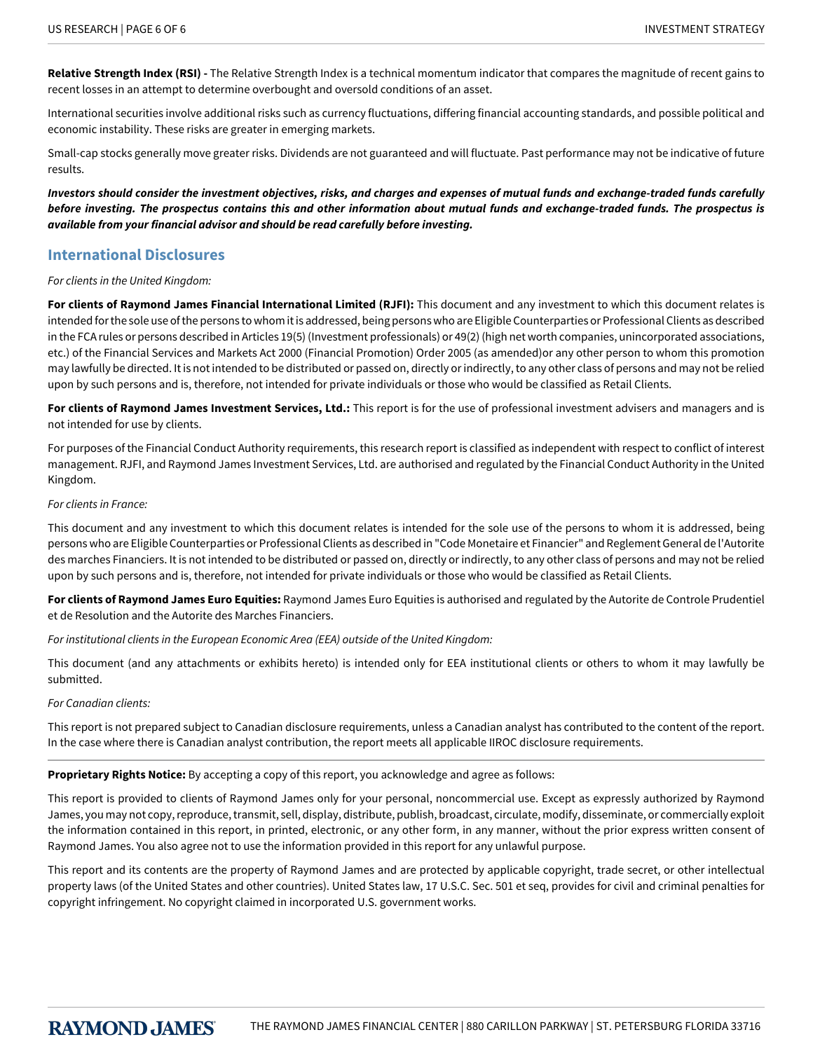**Relative Strength Index (RSI) -** The Relative Strength Index is a technical momentum indicator that compares the magnitude of recent gains to recent losses in an attempt to determine overbought and oversold conditions of an asset.

International securities involve additional risks such as currency fluctuations, differing financial accounting standards, and possible political and economic instability. These risks are greater in emerging markets.

Small-cap stocks generally move greater risks. Dividends are not guaranteed and will fluctuate. Past performance may not be indicative of future results.

***Investors should consider the investment objectives, risks, and charges and expenses of mutual funds and exchange-traded funds carefully before investing. The prospectus contains this and other information about mutual funds and exchange-traded funds. The prospectus is available from your financial advisor and should be read carefully before investing.***

## International Disclosures

*For clients in the United Kingdom:*

**For clients of Raymond James Financial International Limited (RJFI):** This document and any investment to which this document relates is intended for the sole use of the persons to whom it is addressed, being persons who are Eligible Counterparties or Professional Clients as described in the FCA rules or persons described in Articles 19(5) (Investment professionals) or 49(2) (high net worth companies, unincorporated associations, etc.) of the Financial Services and Markets Act 2000 (Financial Promotion) Order 2005 (as amended)or any other person to whom this promotion may lawfully be directed. It is not intended to be distributed or passed on, directly or indirectly, to any other class of persons and may not be relied upon by such persons and is, therefore, not intended for private individuals or those who would be classified as Retail Clients.

**For clients of Raymond James Investment Services, Ltd.:** This report is for the use of professional investment advisers and managers and is not intended for use by clients.

For purposes of the Financial Conduct Authority requirements, this research report is classified as independent with respect to conflict of interest management. RJFI, and Raymond James Investment Services, Ltd. are authorised and regulated by the Financial Conduct Authority in the United Kingdom.

*For clients in France:*

This document and any investment to which this document relates is intended for the sole use of the persons to whom it is addressed, being persons who are Eligible Counterparties or Professional Clients as described in "Code Monetaire et Financier" and Reglement General de l'Autorite des marches Financiers. It is not intended to be distributed or passed on, directly or indirectly, to any other class of persons and may not be relied upon by such persons and is, therefore, not intended for private individuals or those who would be classified as Retail Clients.

**For clients of Raymond James Euro Equities:** Raymond James Euro Equities is authorised and regulated by the Autorite de Controle Prudentiel et de Resolution and the Autorite des Marches Financiers.

*For institutional clients in the European Economic Area (EEA) outside of the United Kingdom:*

This document (and any attachments or exhibits hereto) is intended only for EEA institutional clients or others to whom it may lawfully be submitted.

*For Canadian clients:*

This report is not prepared subject to Canadian disclosure requirements, unless a Canadian analyst has contributed to the content of the report. In the case where there is Canadian analyst contribution, the report meets all applicable IIROC disclosure requirements.

---

**Proprietary Rights Notice:** By accepting a copy of this report, you acknowledge and agree as follows:

This report is provided to clients of Raymond James only for your personal, noncommercial use. Except as expressly authorized by Raymond James, you may not copy, reproduce, transmit, sell, display, distribute, publish, broadcast, circulate, modify, disseminate, or commercially exploit the information contained in this report, in printed, electronic, or any other form, in any manner, without the prior express written consent of Raymond James. You also agree not to use the information provided in this report for any unlawful purpose.

This report and its contents are the property of Raymond James and are protected by applicable copyright, trade secret, or other intellectual property laws (of the United States and other countries). United States law, 17 U.S.C. Sec. 501 et seq, provides for civil and criminal penalties for copyright infringement. No copyright claimed in incorporated U.S. government works.